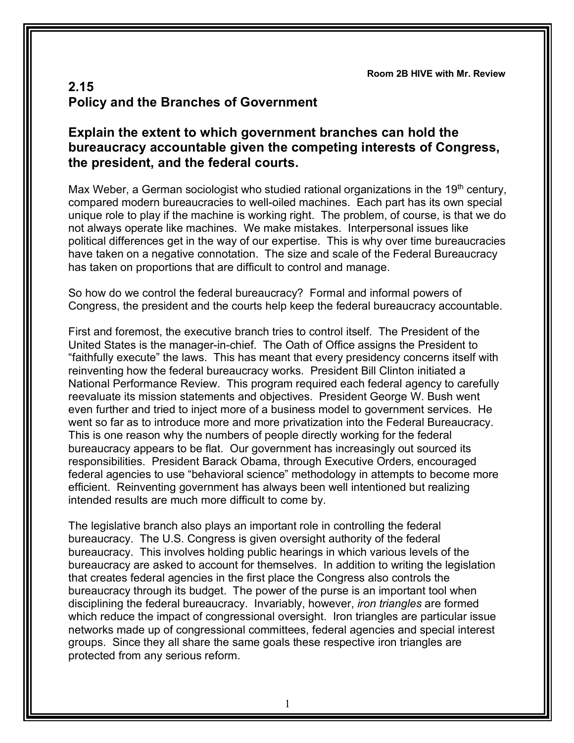Room 2B HIVE with Mr. Review

## 2.15
## Policy and the Branches of Government

### Explain the extent to which government branches can hold the bureaucracy accountable given the competing interests of Congress, the president, and the federal courts.

Max Weber, a German sociologist who studied rational organizations in the 19th century, compared modern bureaucracies to well-oiled machines. Each part has its own special unique role to play if the machine is working right. The problem, of course, is that we do not always operate like machines. We make mistakes. Interpersonal issues like political differences get in the way of our expertise. This is why over time bureaucracies have taken on a negative connotation. The size and scale of the Federal Bureaucracy has taken on proportions that are difficult to control and manage.

So how do we control the federal bureaucracy? Formal and informal powers of Congress, the president and the courts help keep the federal bureaucracy accountable.

First and foremost, the executive branch tries to control itself. The President of the United States is the manager-in-chief. The Oath of Office assigns the President to "faithfully execute" the laws. This has meant that every presidency concerns itself with reinventing how the federal bureaucracy works. President Bill Clinton initiated a National Performance Review. This program required each federal agency to carefully reevaluate its mission statements and objectives. President George W. Bush went even further and tried to inject more of a business model to government services. He went so far as to introduce more and more privatization into the Federal Bureaucracy. This is one reason why the numbers of people directly working for the federal bureaucracy appears to be flat. Our government has increasingly out sourced its responsibilities. President Barack Obama, through Executive Orders, encouraged federal agencies to use "behavioral science" methodology in attempts to become more efficient. Reinventing government has always been well intentioned but realizing intended results are much more difficult to come by.

The legislative branch also plays an important role in controlling the federal bureaucracy. The U.S. Congress is given oversight authority of the federal bureaucracy. This involves holding public hearings in which various levels of the bureaucracy are asked to account for themselves. In addition to writing the legislation that creates federal agencies in the first place the Congress also controls the bureaucracy through its budget. The power of the purse is an important tool when disciplining the federal bureaucracy. Invariably, however, *iron triangles* are formed which reduce the impact of congressional oversight. Iron triangles are particular issue networks made up of congressional committees, federal agencies and special interest groups. Since they all share the same goals these respective iron triangles are protected from any serious reform.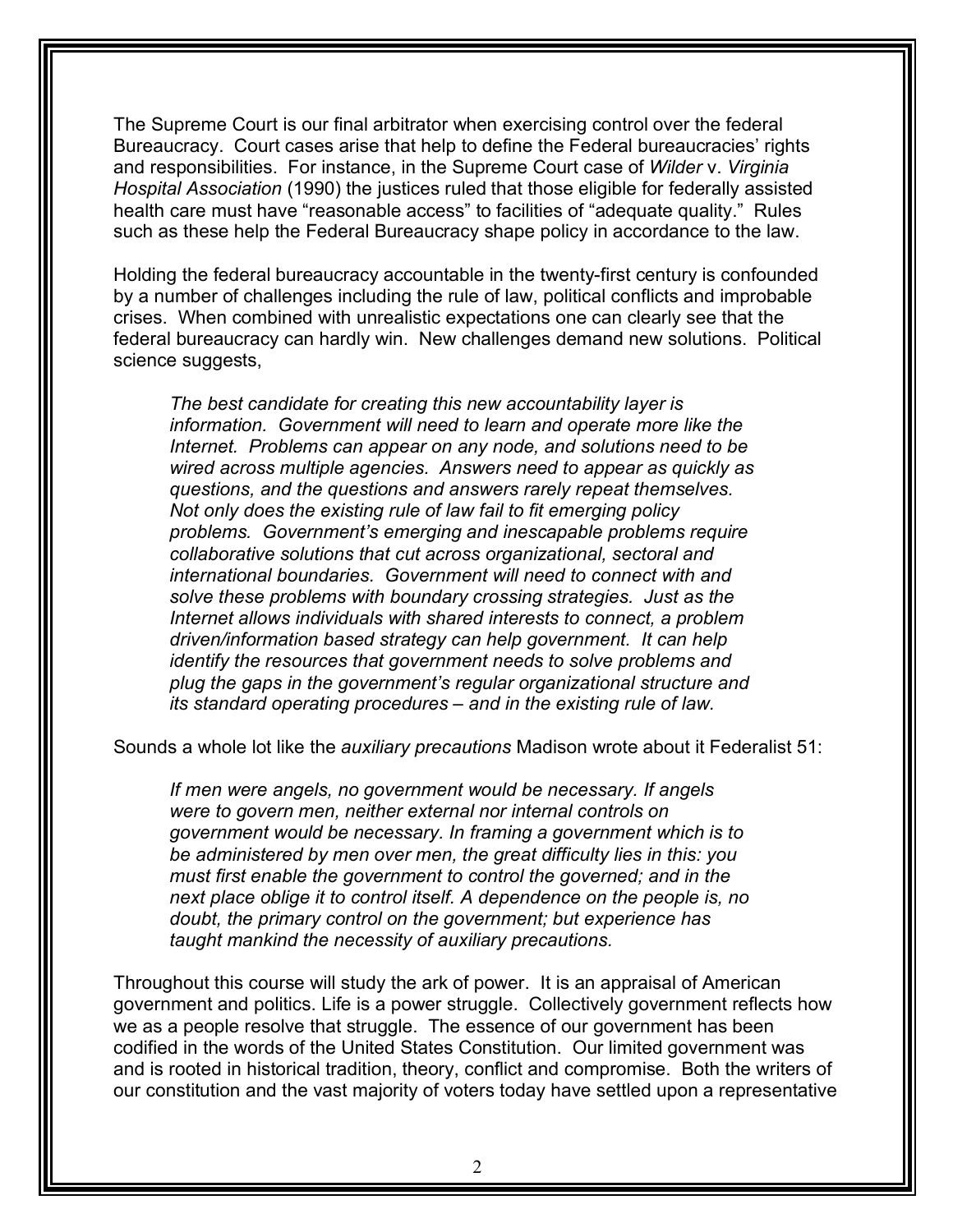The Supreme Court is our final arbitrator when exercising control over the federal Bureaucracy. Court cases arise that help to define the Federal bureaucracies' rights and responsibilities. For instance, in the Supreme Court case of *Wilder* v. *Virginia Hospital Association* (1990) the justices ruled that those eligible for federally assisted health care must have "reasonable access" to facilities of "adequate quality." Rules such as these help the Federal Bureaucracy shape policy in accordance to the law.

Holding the federal bureaucracy accountable in the twenty-first century is confounded by a number of challenges including the rule of law, political conflicts and improbable crises. When combined with unrealistic expectations one can clearly see that the federal bureaucracy can hardly win. New challenges demand new solutions. Political science suggests,

> *The best candidate for creating this new accountability layer is information. Government will need to learn and operate more like the Internet. Problems can appear on any node, and solutions need to be wired across multiple agencies. Answers need to appear as quickly as questions, and the questions and answers rarely repeat themselves. Not only does the existing rule of law fail to fit emerging policy problems. Government's emerging and inescapable problems require collaborative solutions that cut across organizational, sectoral and international boundaries. Government will need to connect with and solve these problems with boundary crossing strategies. Just as the Internet allows individuals with shared interests to connect, a problem driven/information based strategy can help government. It can help identify the resources that government needs to solve problems and plug the gaps in the government's regular organizational structure and its standard operating procedures – and in the existing rule of law.*

Sounds a whole lot like the *auxiliary precautions* Madison wrote about it Federalist 51:

> *If men were angels, no government would be necessary. If angels were to govern men, neither external nor internal controls on government would be necessary. In framing a government which is to be administered by men over men, the great difficulty lies in this: you must first enable the government to control the governed; and in the next place oblige it to control itself. A dependence on the people is, no doubt, the primary control on the government; but experience has taught mankind the necessity of auxiliary precautions.*

Throughout this course will study the ark of power. It is an appraisal of American government and politics. Life is a power struggle. Collectively government reflects how we as a people resolve that struggle. The essence of our government has been codified in the words of the United States Constitution. Our limited government was and is rooted in historical tradition, theory, conflict and compromise. Both the writers of our constitution and the vast majority of voters today have settled upon a representative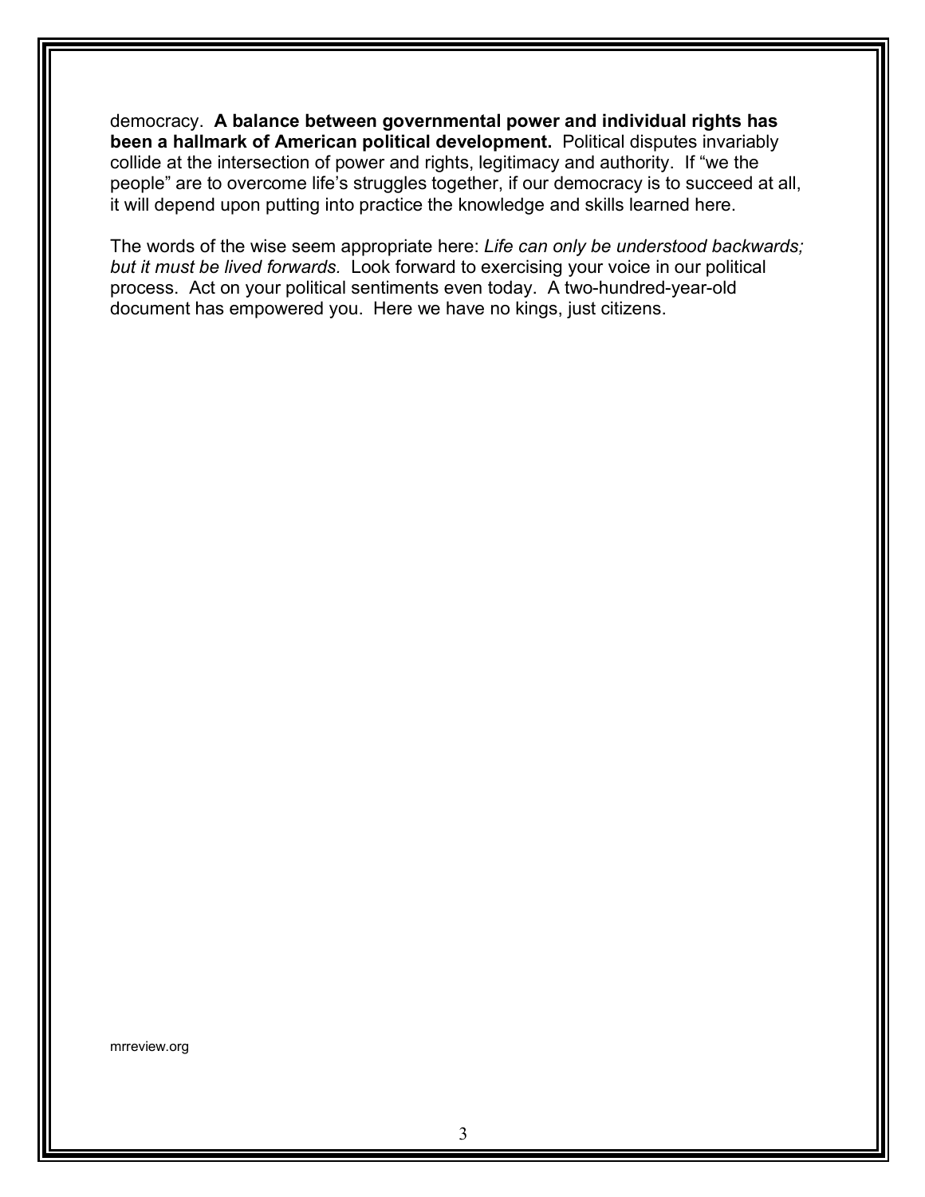democracy. **A balance between governmental power and individual rights has been a hallmark of American political development.** Political disputes invariably collide at the intersection of power and rights, legitimacy and authority. If "we the people" are to overcome life's struggles together, if our democracy is to succeed at all, it will depend upon putting into practice the knowledge and skills learned here.

The words of the wise seem appropriate here: *Life can only be understood backwards; but it must be lived forwards.* Look forward to exercising your voice in our political process. Act on your political sentiments even today. A two-hundred-year-old document has empowered you. Here we have no kings, just citizens.

mrreview.org